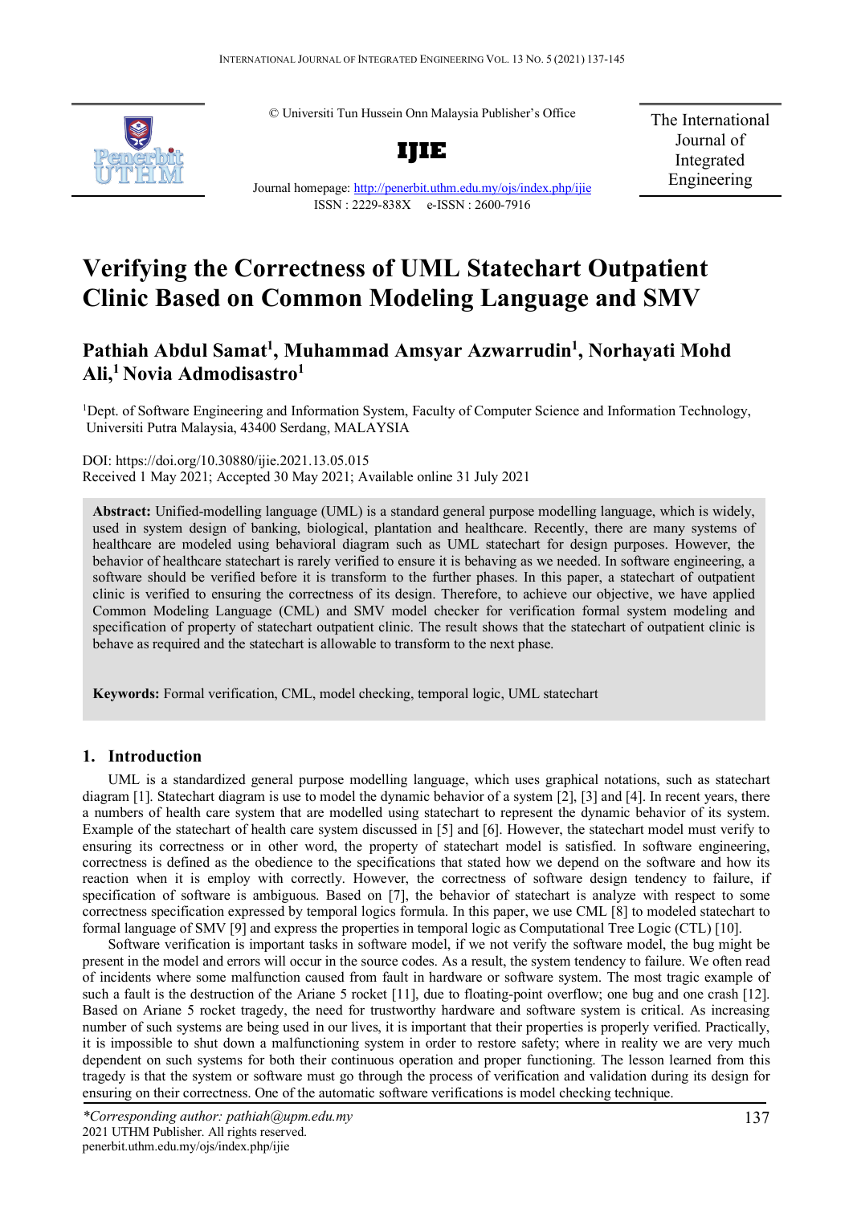© Universiti Tun Hussein Onn Malaysia Publisher's Office

**IJIE**

Journal homepage: http://penerbit.uthm.edu.my/ojs/index.php/ijie

ISSN : 2229-838X e-ISSN : 2600-7916

The International Journal of Integrated Engineering

# Verifying the Correctness of UML Statechart Outpatient Clinic Based on Common Modeling Language and SMV

**Pathiah Abdul Samat[1], Muhammad Amsyar Azwarrudin[1], Norhayati Mohd Ali,[1] Novia Admodisastro[1]**

[1]Dept. of Software Engineering and Information System, Faculty of Computer Science and Information Technology, Universiti Putra Malaysia, 43400 Serdang, MALAYSIA

DOI: https://doi.org/10.30880/ijie.2021.13.05.015

Received 1 May 2021; Accepted 30 May 2021; Available online 31 July 2021

**Abstract:** Unified-modelling language (UML) is a standard general purpose modelling language, which is widely, used in system design of banking, biological, plantation and healthcare. Recently, there are many systems of healthcare are modeled using behavioral diagram such as UML statechart for design purposes. However, the behavior of healthcare statechart is rarely verified to ensure it is behaving as we needed. In software engineering, a software should be verified before it is transform to the further phases. In this paper, a statechart of outpatient clinic is verified to ensuring the correctness of its design. Therefore, to achieve our objective, we have applied Common Modeling Language (CML) and SMV model checker for verification formal system modeling and specification of property of statechart outpatient clinic. The result shows that the statechart of outpatient clinic is behave as required and the statechart is allowable to transform to the next phase.

**Keywords:** Formal verification, CML, model checking, temporal logic, UML statechart

## 1. Introduction

UML is a standardized general purpose modelling language, which uses graphical notations, such as statechart diagram [1]. Statechart diagram is use to model the dynamic behavior of a system [2], [3] and [4]. In recent years, there a numbers of health care system that are modelled using statechart to represent the dynamic behavior of its system. Example of the statechart of health care system discussed in [5] and [6]. However, the statechart model must verify to ensuring its correctness or in other word, the property of statechart model is satisfied. In software engineering, correctness is defined as the obedience to the specifications that stated how we depend on the software and how its reaction when it is employ with correctly. However, the correctness of software design tendency to failure, if specification of software is ambiguous. Based on [7], the behavior of statechart is analyze with respect to some correctness specification expressed by temporal logics formula. In this paper, we use CML [8] to modeled statechart to formal language of SMV [9] and express the properties in temporal logic as Computational Tree Logic (CTL) [10].

Software verification is important tasks in software model, if we not verify the software model, the bug might be present in the model and errors will occur in the source codes. As a result, the system tendency to failure. We often read of incidents where some malfunction caused from fault in hardware or software system. The most tragic example of such a fault is the destruction of the Ariane 5 rocket [11], due to floating-point overflow; one bug and one crash [12]. Based on Ariane 5 rocket tragedy, the need for trustworthy hardware and software system is critical. As increasing number of such systems are being used in our lives, it is important that their properties is properly verified. Practically, it is impossible to shut down a malfunctioning system in order to restore safety; where in reality we are very much dependent on such systems for both their continuous operation and proper functioning. The lesson learned from this tragedy is that the system or software must go through the process of verification and validation during its design for ensuring on their correctness. One of the automatic software verifications is model checking technique.

*\*Corresponding author: pathiah@upm.edu.my*
2021 UTHM Publisher. All rights reserved.
penerbit.uthm.edu.my/ojs/index.php/ijie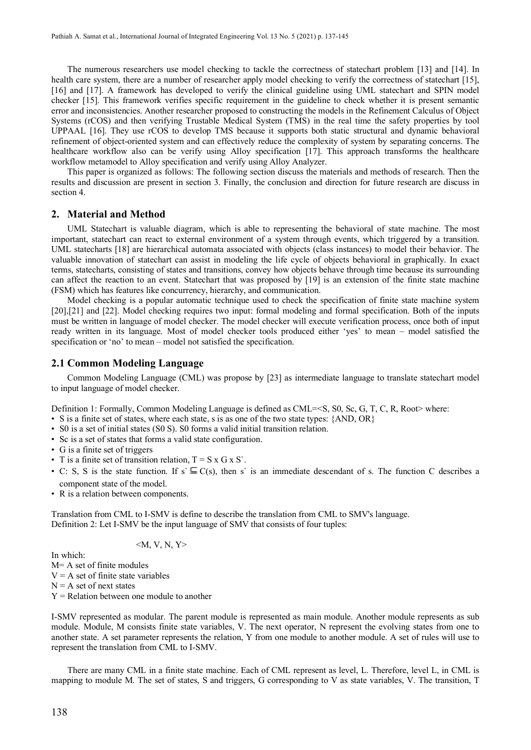The numerous researchers use model checking to tackle the correctness of statechart problem [13] and [14]. In health care system, there are a number of researcher apply model checking to verify the correctness of statechart [15], [16] and [17]. A framework has developed to verify the clinical guideline using UML statechart and SPIN model checker [15]. This framework verifies specific requirement in the guideline to check whether it is present semantic error and inconsistencies. Another researcher proposed to constructing the models in the Refinement Calculus of Object Systems (rCOS) and then verifying Trustable Medical System (TMS) in the real time the safety properties by tool UPPAAL [16]. They use rCOS to develop TMS because it supports both static structural and dynamic behavioral refinement of object-oriented system and can effectively reduce the complexity of system by separating concerns. The healthcare workflow also can be verify using Alloy specification [17]. This approach transforms the healthcare workflow metamodel to Alloy specification and verify using Alloy Analyzer.

This paper is organized as follows: The following section discuss the materials and methods of research. Then the results and discussion are present in section 3. Finally, the conclusion and direction for future research are discuss in section 4.

## 2. Material and Method

UML Statechart is valuable diagram, which is able to representing the behavioral of state machine. The most important, statechart can react to external environment of a system through events, which triggered by a transition. UML statecharts [18] are hierarchical automata associated with objects (class instances) to model their behavior. The valuable innovation of statechart can assist in modeling the life cycle of objects behavioral in graphically. In exact terms, statecharts, consisting of states and transitions, convey how objects behave through time because its surrounding can affect the reaction to an event. Statechart that was proposed by [19] is an extension of the finite state machine (FSM) which has features like concurrency, hierarchy, and communication.

Model checking is a popular automatic technique used to check the specification of finite state machine system [20],[21] and [22]. Model checking requires two input: formal modeling and formal specification. Both of the inputs must be written in language of model checker. The model checker will execute verification process, once both of input ready written in its language. Most of model checker tools produced either 'yes' to mean – model satisfied the specification or 'no' to mean – model not satisfied the specification.

### 2.1 Common Modeling Language

Common Modeling Language (CML) was propose by [23] as intermediate language to translate statechart model to input language of model checker.

Definition 1: Formally, Common Modeling Language is defined as CML=<S, S0, Sc, G, T, C, R, Root> where:

- S is a finite set of states, where each state, s is as one of the two state types: {AND, OR}
- S0 is a set of initial states (S0 S). S0 forms a valid initial transition relation.
- Sc is a set of states that forms a valid state configuration.
- G is a finite set of triggers
- T is a finite set of transition relation, T = S x G x S`.
- C: S, S is the state function. If s` $\subseteq$ C(s), then s` is an immediate descendant of s. The function C describes a component state of the model.
- R is a relation between components.

Translation from CML to I-SMV is define to describe the translation from CML to SMV's language.
Definition 2: Let I-SMV be the input language of SMV that consists of four tuples:

<M, V, N, Y>

In which:
M= A set of finite modules
V = A set of finite state variables
N = A set of next states
Y = Relation between one module to another

I-SMV represented as modular. The parent module is represented as main module. Another module represents as sub module. Module, M consists finite state variables, V. The next operator, N represent the evolving states from one to another state. A set parameter represents the relation, Y from one module to another module. A set of rules will use to represent the translation from CML to I-SMV.

There are many CML in a finite state machine. Each of CML represent as level, L. Therefore, level L, in CML is mapping to module M. The set of states, S and triggers, G corresponding to V as state variables, V. The transition, T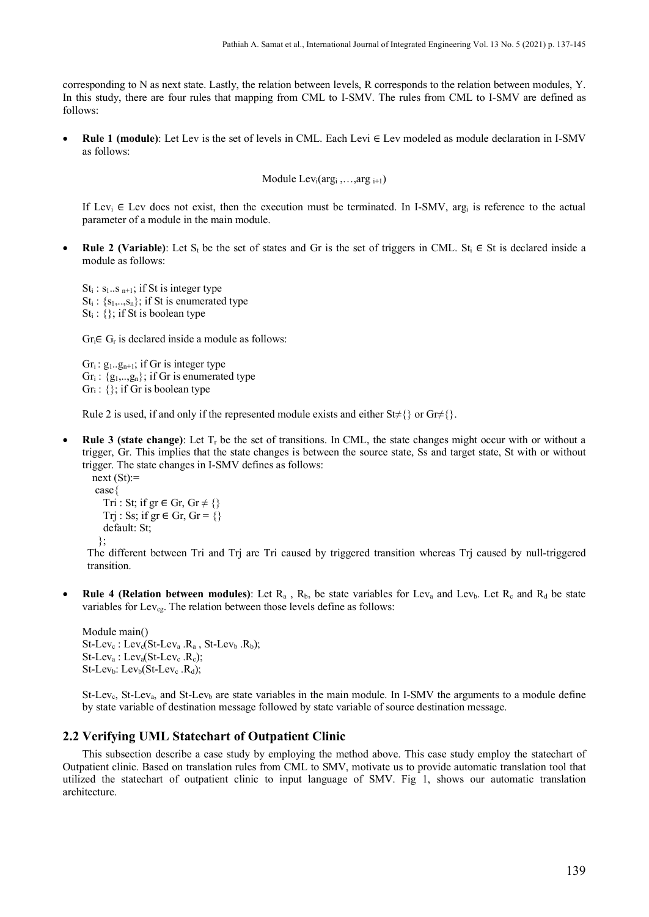corresponding to N as next state. Lastly, the relation between levels, R corresponds to the relation between modules, Y. In this study, there are four rules that mapping from CML to I-SMV. The rules from CML to I-SMV are defined as follows:

- **Rule 1 (module)**: Let Lev is the set of levels in CML. Each Levi ∈ Lev modeled as module declaration in I-SMV as follows:

  Module $Lev_i(arg_i ,\ldots,arg_{i+1})$

  If $Lev_i \in Lev$ does not exist, then the execution must be terminated. In I-SMV, $arg_i$ is reference to the actual parameter of a module in the main module.

- **Rule 2 (Variable)**: Let $S_t$ be the set of states and Gr is the set of triggers in CML. $St_i \in St$ is declared inside a module as follows:

  $St_i : s_1..s_{n+1}$; if St is integer type
  $St_i : \{s_1,..,s_n\}$; if St is enumerated type
  $St_i : \{\}$; if St is boolean type

  $Gr_i \in G_r$ is declared inside a module as follows:

  $Gr_i : g_1..g_{n+1}$; if Gr is integer type
  $Gr_i : \{g_1,..,g_n\}$; if Gr is enumerated type
  $Gr_i : \{\}$; if Gr is boolean type

  Rule 2 is used, if and only if the represented module exists and either $St \neq \{\}$ or $Gr \neq \{\}$.

- **Rule 3 (state change)**: Let $T_r$ be the set of transitions. In CML, the state changes might occur with or without a trigger, Gr. This implies that the state changes is between the source state, Ss and target state, St with or without trigger. The state changes in I-SMV defines as follows:

```
next (St):=
 case{
   Tri : St; if gr ∈ Gr, Gr ≠ {}
   Trj : Ss; if gr ∈ Gr, Gr = {}
   default: St;
 };
```

  The different between Tri and Trj are Tri caused by triggered transition whereas Trj caused by null-triggered transition.

- **Rule 4 (Relation between modules)**: Let $R_a$ , $R_b$, be state variables for $Lev_a$ and $Lev_b$. Let $R_c$ and $R_d$ be state variables for $Lev_{cg}$. The relation between those levels define as follows:

  Module main()
  $St\text{-}Lev_c : Lev_c(St\text{-}Lev_a .R_a , St\text{-}Lev_b .R_b)$;
  $St\text{-}Lev_a : Lev_a(St\text{-}Lev_c .R_c)$;
  $St\text{-}Lev_b: Lev_b(St\text{-}Lev_c .R_d)$;

  $St\text{-}Lev_c$, $St\text{-}Lev_a$, and $St\text{-}Lev_b$ are state variables in the main module. In I-SMV the arguments to a module define by state variable of destination message followed by state variable of source destination message.

## 2.2 Verifying UML Statechart of Outpatient Clinic

This subsection describe a case study by employing the method above. This case study employ the statechart of Outpatient clinic. Based on translation rules from CML to SMV, motivate us to provide automatic translation tool that utilized the statechart of outpatient clinic to input language of SMV. Fig 1, shows our automatic translation architecture.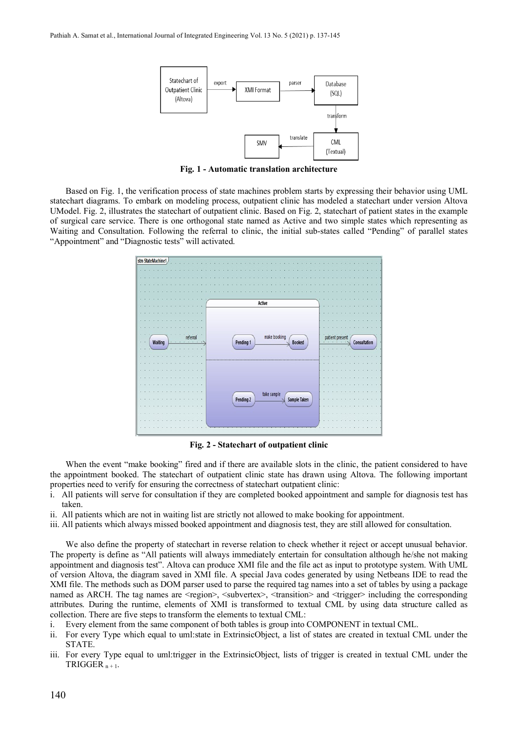**Fig. 1 - Automatic translation architecture**

Based on Fig. 1, the verification process of state machines problem starts by expressing their behavior using UML statechart diagrams. To embark on modeling process, outpatient clinic has modeled a statechart under version Altova UModel. Fig. 2, illustrates the statechart of outpatient clinic. Based on Fig. 2, statechart of patient states in the example of surgical care service. There is one orthogonal state named as Active and two simple states which representing as Waiting and Consultation. Following the referral to clinic, the initial sub-states called "Pending" of parallel states "Appointment" and "Diagnostic tests" will activated.

**Fig. 2 - Statechart of outpatient clinic**

When the event "make booking" fired and if there are available slots in the clinic, the patient considered to have the appointment booked. The statechart of outpatient clinic state has drawn using Altova. The following important properties need to verify for ensuring the correctness of statechart outpatient clinic:

i. All patients will serve for consultation if they are completed booked appointment and sample for diagnosis test has taken.
ii. All patients which are not in waiting list are strictly not allowed to make booking for appointment.
iii. All patients which always missed booked appointment and diagnosis test, they are still allowed for consultation.

We also define the property of statechart in reverse relation to check whether it reject or accept unusual behavior. The property is define as "All patients will always immediately entertain for consultation although he/she not making appointment and diagnosis test". Altova can produce XMI file and the file act as input to prototype system. With UML of version Altova, the diagram saved in XMI file. A special Java codes generated by using Netbeans IDE to read the XMI file. The methods such as DOM parser used to parse the required tag names into a set of tables by using a package named as ARCH. The tag names are <region>, <subvertex>, <transition> and <trigger> including the corresponding attributes. During the runtime, elements of XMI is transformed to textual CML by using data structure called as collection. There are five steps to transform the elements to textual CML:

i. Every element from the same component of both tables is group into COMPONENT in textual CML.
ii. For every Type which equal to uml:state in ExtrinsicObject, a list of states are created in textual CML under the STATE.
iii. For every Type equal to uml:trigger in the ExtrinsicObject, lists of trigger is created in textual CML under the $\text{TRIGGER}_{n+1}$.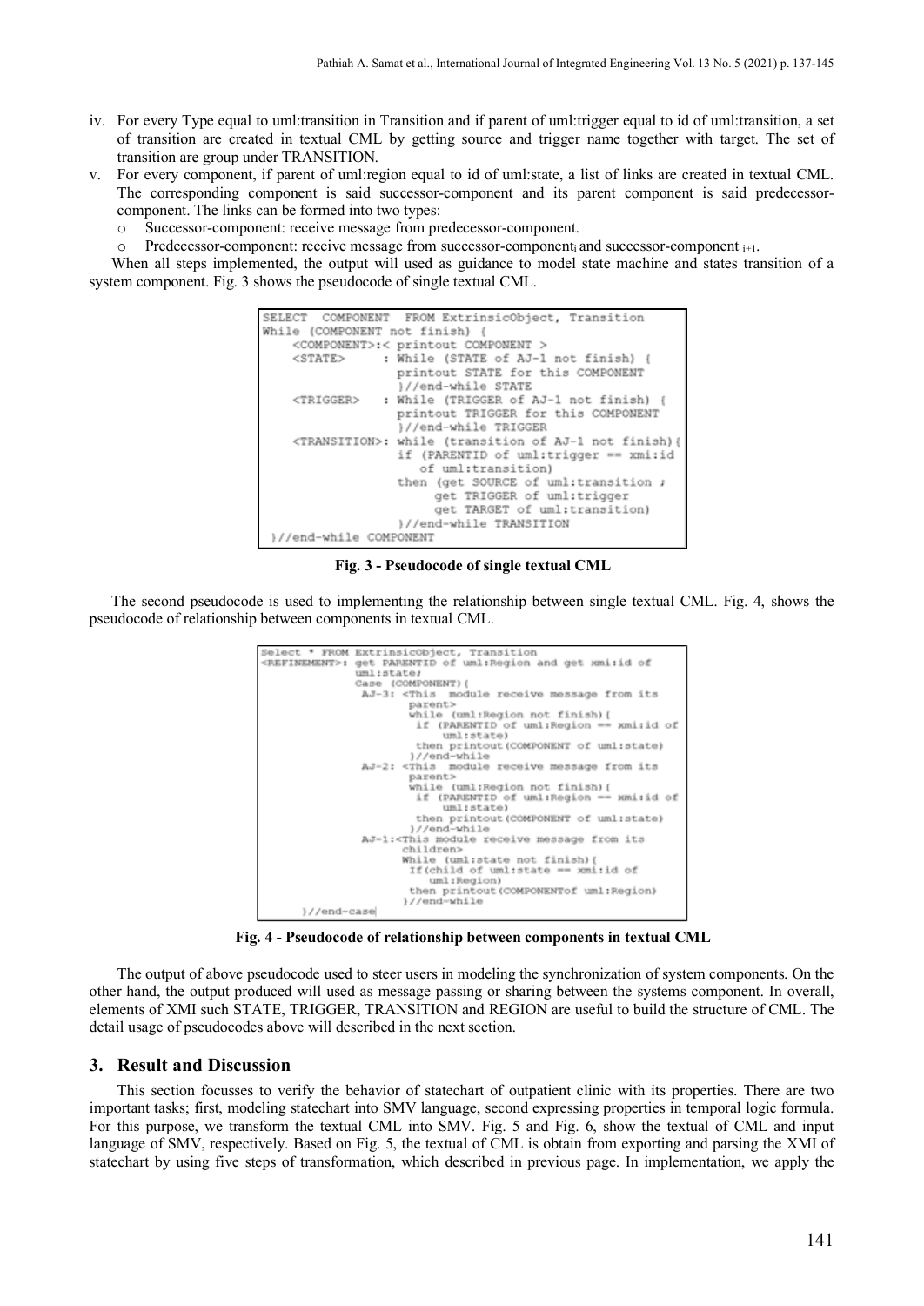iv. For every Type equal to uml:transition in Transition and if parent of uml:trigger equal to id of uml:transition, a set of transition are created in textual CML by getting source and trigger name together with target. The set of transition are group under TRANSITION.
v. For every component, if parent of uml:region equal to id of uml:state, a list of links are created in textual CML. The corresponding component is said successor-component and its parent component is said predecessor-component. The links can be formed into two types:
   - Successor-component: receive message from predecessor-component.
   - Predecessor-component: receive message from successor-component$_i$ and successor-component $_{i+1}$.

When all steps implemented, the output will used as guidance to model state machine and states transition of a system component. Fig. 3 shows the pseudocode of single textual CML.

```
SELECT  COMPONENT  FROM ExtrinsicObject, Transition
While (COMPONENT not finish) {
    <COMPONENT>:< printout COMPONENT >
    <STATE>     : While (STATE of AJ-1 not finish) {
                  printout STATE for this COMPONENT
                  }//end-while STATE
    <TRIGGER>   : While (TRIGGER of AJ-1 not finish) {
                  printout TRIGGER for this COMPONENT
                  }//end-while TRIGGER
    <TRANSITION>: while (transition of AJ-1 not finish){
                  if (PARENTID of uml:trigger == xmi:id
                     of uml:transition)
                  then (get SOURCE of uml:transition ;
                        get TRIGGER of uml:trigger
                        get TARGET of uml:transition)
                  }//end-while TRANSITION
}//end-while COMPONENT
```

**Fig. 3 - Pseudocode of single textual CML**

The second pseudocode is used to implementing the relationship between single textual CML. Fig. 4, shows the pseudocode of relationship between components in textual CML.

```
Select * FROM ExtrinsicObject, Transition
<REFINEMENT>: get PARENTID of uml:Region and get xmi:id of
              uml:state;
              Case (COMPONENT){
               AJ-3: <This module receive message from its
                     parent>
                     while (uml:Region not finish){
                      if (PARENTID of uml:Region == xmi:id of
                         uml:state)
                      then printout(COMPONENT of uml:state)
                     }//end-while
               AJ-2: <This module receive message from its
                     parent>
                     while (uml:Region not finish){
                      if (PARENTID of uml:Region == xmi:id of
                         uml:state)
                      then printout(COMPONENT of uml:state)
                     }//end-while
               AJ-1:<This module receive message from its
                     children>
                     While (uml:state not finish){
                      If(child of uml:state == xmi:id of
                         uml:Region)
                      then printout(COMPONENTof uml:Region)
                     }//end-while
      }//end-case
```

**Fig. 4 - Pseudocode of relationship between components in textual CML**

The output of above pseudocode used to steer users in modeling the synchronization of system components. On the other hand, the output produced will used as message passing or sharing between the systems component. In overall, elements of XMI such STATE, TRIGGER, TRANSITION and REGION are useful to build the structure of CML. The detail usage of pseudocodes above will described in the next section.

## 3. Result and Discussion

This section focusses to verify the behavior of statechart of outpatient clinic with its properties. There are two important tasks; first, modeling statechart into SMV language, second expressing properties in temporal logic formula. For this purpose, we transform the textual CML into SMV. Fig. 5 and Fig. 6, show the textual of CML and input language of SMV, respectively. Based on Fig. 5, the textual of CML is obtain from exporting and parsing the XMI of statechart by using five steps of transformation, which described in previous page. In implementation, we apply the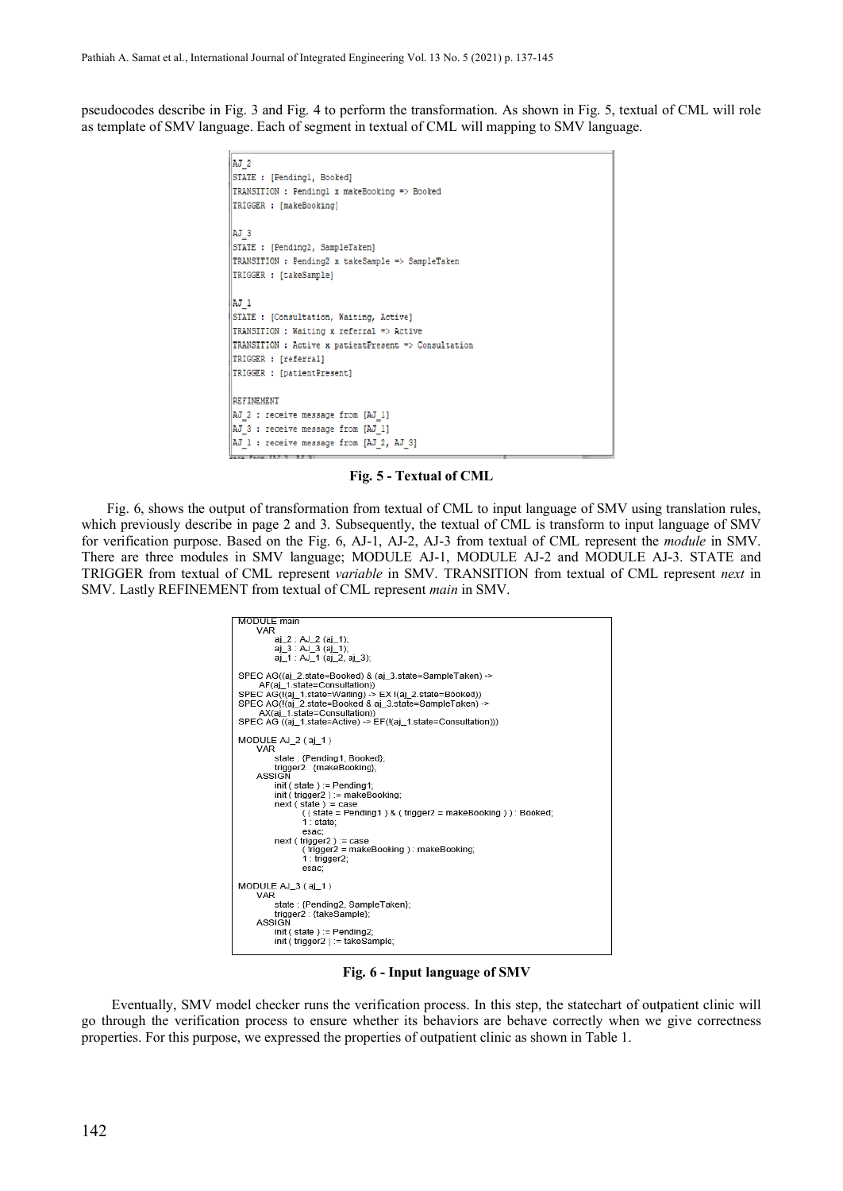pseudocodes describe in Fig. 3 and Fig. 4 to perform the transformation. As shown in Fig. 5, textual of CML will role as template of SMV language. Each of segment in textual of CML will mapping to SMV language.

```
AJ_2
STATE : [Pending1, Booked]
TRANSITION : Pending1 x makeBooking => Booked
TRIGGER : [makeBooking]

AJ_3
STATE : [Pending2, SampleTaken]
TRANSITION : Pending2 x takeSample => SampleTaken
TRIGGER : [takeSample]

AJ_1
STATE : [Consultation, Waiting, Active]
TRANSITION : Waiting x referral => Active
TRANSITION : Active x patientPresent => Consultation
TRIGGER : [referral]
TRIGGER : [patientPresent]

REFINEMENT
AJ_2 : receive message from [AJ_1]
AJ_3 : receive message from [AJ_1]
AJ_1 : receive message from [AJ_2, AJ_3]
```

**Fig. 5 - Textual of CML**

Fig. 6, shows the output of transformation from textual of CML to input language of SMV using translation rules, which previously describe in page 2 and 3. Subsequently, the textual of CML is transform to input language of SMV for verification purpose. Based on the Fig. 6, AJ-1, AJ-2, AJ-3 from textual of CML represent the *module* in SMV. There are three modules in SMV language; MODULE AJ-1, MODULE AJ-2 and MODULE AJ-3. STATE and TRIGGER from textual of CML represent *variable* in SMV. TRANSITION from textual of CML represent *next* in SMV. Lastly REFINEMENT from textual of CML represent *main* in SMV.

```
MODULE main
    VAR
        aj_2 : AJ_2 (aj_1);
        aj_3 : AJ_3 (aj_1);
        aj_1 : AJ_1 (aj_2, aj_3);

SPEC AG((aj_2.state=Booked) & (aj_3.state=SampleTaken) ->
    AF(aj_1.state=Consultation))
SPEC AG(!(aj_1.state=Waiting) -> EX !(aj_2.state=Booked))
SPEC AG(!(aj_2.state=Booked & aj_3.state=SampleTaken) ->
    AX(aj_1.state=Consultation))
SPEC AG ((aj_1.state=Active) -> EF(!(aj_1.state=Consultation)))

MODULE AJ_2 ( aj_1 )
    VAR
        state : {Pending1, Booked};
        trigger2 : {makeBooking};
    ASSIGN
        init ( state ) := Pending1;
        init ( trigger2 ) := makeBooking;
        next ( state ) := case
                ( ( state = Pending1 ) & ( trigger2 = makeBooking ) ) : Booked;
                1 : state;
                esac;
        next ( trigger2 ) := case
                ( trigger2 = makeBooking ) : makeBooking;
                1 : trigger2;
                esac;

MODULE AJ_3 ( aj_1 )
    VAR
        state : {Pending2, SampleTaken};
        trigger2 : {takeSample};
    ASSIGN
        init ( state ) := Pending2;
        init ( trigger2 ) := takeSample;
```

**Fig. 6 - Input language of SMV**

Eventually, SMV model checker runs the verification process. In this step, the statechart of outpatient clinic will go through the verification process to ensure whether its behaviors are behave correctly when we give correctness properties. For this purpose, we expressed the properties of outpatient clinic as shown in Table 1.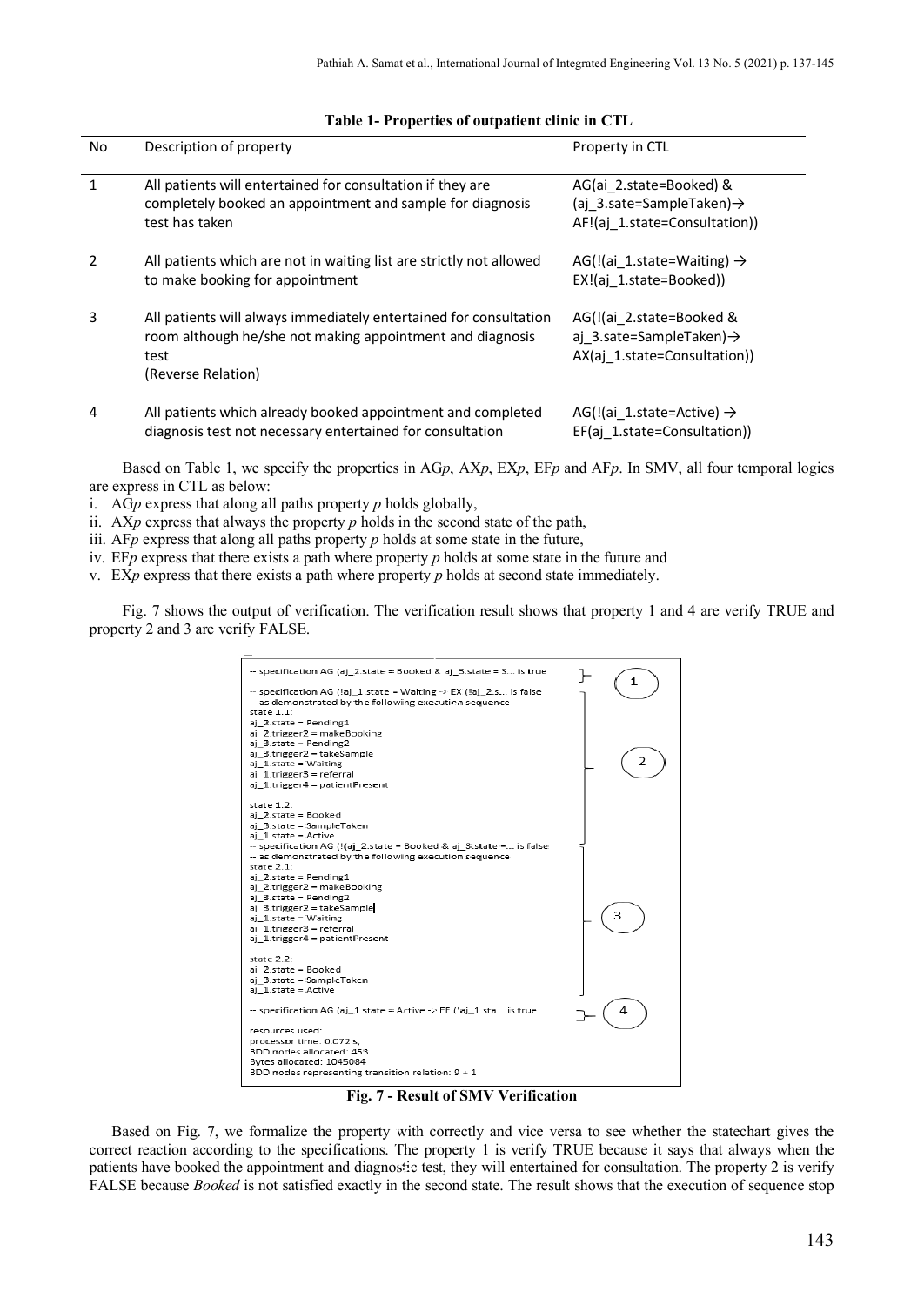**Table 1- Properties of outpatient clinic in CTL**

| No | Description of property | Property in CTL |
|---|---|---|
| 1 | All patients will entertained for consultation if they are completely booked an appointment and sample for diagnosis test has taken | AG(ai_2.state=Booked) & (aj_3.sate=SampleTaken)→ AF!(aj_1.state=Consultation)) |
| 2 | All patients which are not in waiting list are strictly not allowed to make booking for appointment | AG(!(ai_1.state=Waiting) → EX!(aj_1.state=Booked)) |
| 3 | All patients will always immediately entertained for consultation room although he/she not making appointment and diagnosis test (Reverse Relation) | AG(!(ai_2.state=Booked & aj_3.sate=SampleTaken)→ AX(aj_1.state=Consultation)) |
| 4 | All patients which already booked appointment and completed diagnosis test not necessary entertained for consultation | AG(!(ai_1.state=Active) → EF(aj_1.state=Consultation)) |

Based on Table 1, we specify the properties in AG*p*, AX*p*, EX*p*, EF*p* and AF*p*. In SMV, all four temporal logics are express in CTL as below:

i. AG*p* express that along all paths property *p* holds globally,
ii. AX*p* express that always the property *p* holds in the second state of the path,
iii. AF*p* express that along all paths property *p* holds at some state in the future,
iv. EF*p* express that there exists a path where property *p* holds at some state in the future and
v. EX*p* express that there exists a path where property *p* holds at second state immediately.

Fig. 7 shows the output of verification. The verification result shows that property 1 and 4 are verify TRUE and property 2 and 3 are verify FALSE.

```
-- specification AG (aj_2.state = Booked & aj_3.state = S... is true                 (1)
-- specification AG (!aj_1.state = Waiting -> EX (!aj_2.s... is false
-- as demonstrated by the following execution sequence
state 1.1:
aj_2.state = Pending1
aj_2.trigger2 = makeBooking
aj_3.state = Pending2
aj_3.trigger2 = takeSample                                                           (2)
aj_1.state = Waiting
aj_1.trigger3 = referral
aj_1.trigger4 = patientPresent

state 1.2:
aj_2.state = Booked
aj_3.state = SampleTaken
aj_1.state = Active
-- specification AG (!(aj_2.state = Booked & aj_3.state =... is false
-- as demonstrated by the following execution sequence
state 2.1:
aj_2.state = Pending1
aj_2.trigger2 = makeBooking
aj_3.state = Pending2
aj_3.trigger2 = takeSample                                                           (3)
aj_1.state = Waiting
aj_1.trigger3 = referral
aj_1.trigger4 = patientPresent

state 2.2:
aj_2.state = Booked
aj_3.state = SampleTaken
aj_1.state = Active

-- specification AG (aj_1.state = Active -> EF (!aj_1.sta... is true                 (4)

resources used:
processor time: 0.072 s,
BDD nodes allocated: 453
Bytes allocated: 1045084
BDD nodes representing transition relation: 9 + 1
```

**Fig. 7 - Result of SMV Verification**

Based on Fig. 7, we formalize the property with correctly and vice versa to see whether the statechart gives the correct reaction according to the specifications. The property 1 is verify TRUE because it says that always when the patients have booked the appointment and diagnostic test, they will entertained for consultation. The property 2 is verify FALSE because *Booked* is not satisfied exactly in the second state. The result shows that the execution of sequence stop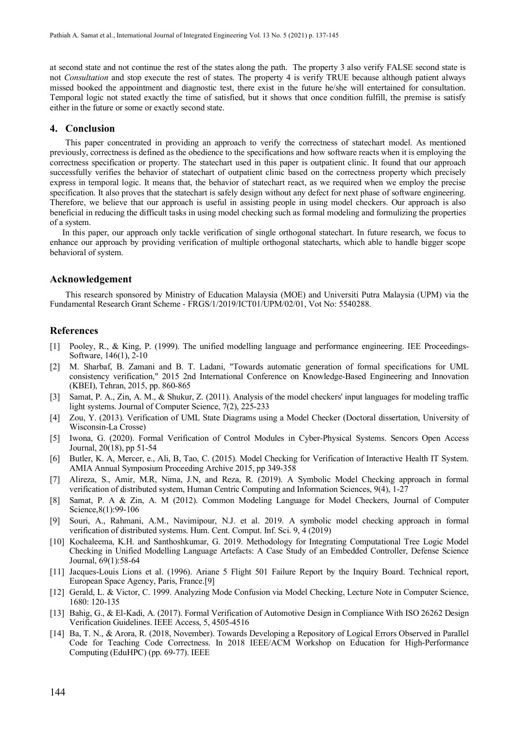at second state and not continue the rest of the states along the path. The property 3 also verify FALSE second state is not *Consultation* and stop execute the rest of states. The property 4 is verify TRUE because although patient always missed booked the appointment and diagnostic test, there exist in the future he/she will entertained for consultation. Temporal logic not stated exactly the time of satisfied, but it shows that once condition fulfill, the premise is satisfy either in the future or some or exactly second state.

## 4. Conclusion

This paper concentrated in providing an approach to verify the correctness of statechart model. As mentioned previously, correctness is defined as the obedience to the specifications and how software reacts when it is employing the correctness specification or property. The statechart used in this paper is outpatient clinic. It found that our approach successfully verifies the behavior of statechart of outpatient clinic based on the correctness property which precisely express in temporal logic. It means that, the behavior of statechart react, as we required when we employ the precise specification. It also proves that the statechart is safely design without any defect for next phase of software engineering. Therefore, we believe that our approach is useful in assisting people in using model checkers. Our approach is also beneficial in reducing the difficult tasks in using model checking such as formal modeling and formulizing the properties of a system.

In this paper, our approach only tackle verification of single orthogonal statechart. In future research, we focus to enhance our approach by providing verification of multiple orthogonal statecharts, which able to handle bigger scope behavioral of system.

## Acknowledgement

This research sponsored by Ministry of Education Malaysia (MOE) and Universiti Putra Malaysia (UPM) via the Fundamental Research Grant Scheme - FRGS/1/2019/ICT01/UPM/02/01, Vot No: 5540288.

## References

[1] Pooley, R., & King, P. (1999). The unified modelling language and performance engineering. IEE Proceedings-Software, 146(1), 2-10

[2] M. Sharbaf, B. Zamani and B. T. Ladani, "Towards automatic generation of formal specifications for UML consistency verification," 2015 2nd International Conference on Knowledge-Based Engineering and Innovation (KBEI), Tehran, 2015, pp. 860-865

[3] Samat, P. A., Zin, A. M., & Shukur, Z. (2011). Analysis of the model checkers' input languages for modeling traffic light systems. Journal of Computer Science, 7(2), 225-233

[4] Zou, Y. (2013). Verification of UML State Diagrams using a Model Checker (Doctoral dissertation, University of Wisconsin-La Crosse)

[5] Iwona, G. (2020). Formal Verification of Control Modules in Cyber-Physical Systems. Sencors Open Access Journal, 20(18), pp 51-54

[6] Butler, K. A, Mercer, e., Ali, B, Tao, C. (2015). Model Checking for Verification of Interactive Health IT System. AMIA Annual Symposium Proceeding Archive 2015, pp 349-358

[7] Alireza, S., Amir, M.R, Nima, J.N, and Reza, R. (2019). A Symbolic Model Checking approach in formal verification of distributed system, Human Centric Computing and Information Sciences, 9(4), 1-27

[8] Samat, P. A & Zin, A. M (2012). Common Modeling Language for Model Checkers, Journal of Computer Science,8(1):99-106

[9] Souri, A., Rahmani, A.M., Navimipour, N.J. et al. 2019. A symbolic model checking approach in formal verification of distributed systems. Hum. Cent. Comput. Inf. Sci. 9, 4 (2019)

[10] Kochaleema, K.H. and Santhoshkumar, G. 2019. Methodology for Integrating Computational Tree Logic Model Checking in Unified Modelling Language Artefacts: A Case Study of an Embedded Controller, Defense Science Journal, 69(1):58-64

[11] Jacques-Louis Lions et al. (1996). Ariane 5 Flight 501 Failure Report by the Inquiry Board. Technical report, European Space Agency, Paris, France.[9]

[12] Gerald, L. & Victor, C. 1999. Analyzing Mode Confusion via Model Checking, Lecture Note in Computer Science, 1680: 120-135

[13] Bahig, G., & El-Kadi, A. (2017). Formal Verification of Automotive Design in Compliance With ISO 26262 Design Verification Guidelines. IEEE Access, 5, 4505-4516

[14] Ba, T. N., & Arora, R. (2018, November). Towards Developing a Repository of Logical Errors Observed in Parallel Code for Teaching Code Correctness. In 2018 IEEE/ACM Workshop on Education for High-Performance Computing (EduHPC) (pp. 69-77). IEEE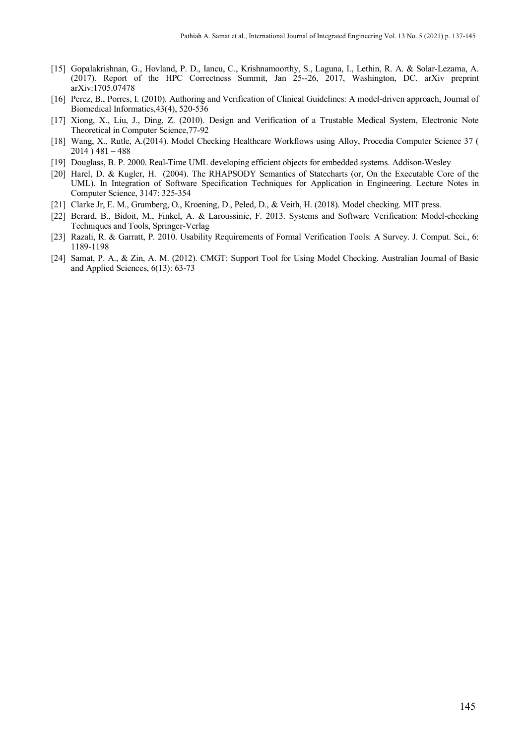[15] Gopalakrishnan, G., Hovland, P. D., Iancu, C., Krishnamoorthy, S., Laguna, I., Lethin, R. A. & Solar-Lezama, A. (2017). Report of the HPC Correctness Summit, Jan 25--26, 2017, Washington, DC. arXiv preprint arXiv:1705.07478

[16] Perez, B., Porres, I. (2010). Authoring and Verification of Clinical Guidelines: A model-driven approach, Journal of Biomedical Informatics,43(4), 520-536

[17] Xiong, X., Liu, J., Ding, Z. (2010). Design and Verification of a Trustable Medical System, Electronic Note Theoretical in Computer Science,77-92

[18] Wang, X., Rutle, A.(2014). Model Checking Healthcare Workflows using Alloy, Procedia Computer Science 37 ( 2014 ) 481 – 488

[19] Douglass, B. P. 2000. Real-Time UML developing efficient objects for embedded systems. Addison-Wesley

[20] Harel, D. & Kugler, H. (2004). The RHAPSODY Semantics of Statecharts (or, On the Executable Core of the UML). In Integration of Software Specification Techniques for Application in Engineering. Lecture Notes in Computer Science, 3147: 325-354

[21] Clarke Jr, E. M., Grumberg, O., Kroening, D., Peled, D., & Veith, H. (2018). Model checking. MIT press.

[22] Berard, B., Bidoit, M., Finkel, A. & Laroussinie, F. 2013. Systems and Software Verification: Model-checking Techniques and Tools, Springer-Verlag

[23] Razali, R. & Garratt, P. 2010. Usability Requirements of Formal Verification Tools: A Survey. J. Comput. Sci., 6: 1189-1198

[24] Samat, P. A., & Zin, A. M. (2012). CMGT: Support Tool for Using Model Checking. Australian Journal of Basic and Applied Sciences, 6(13): 63-73